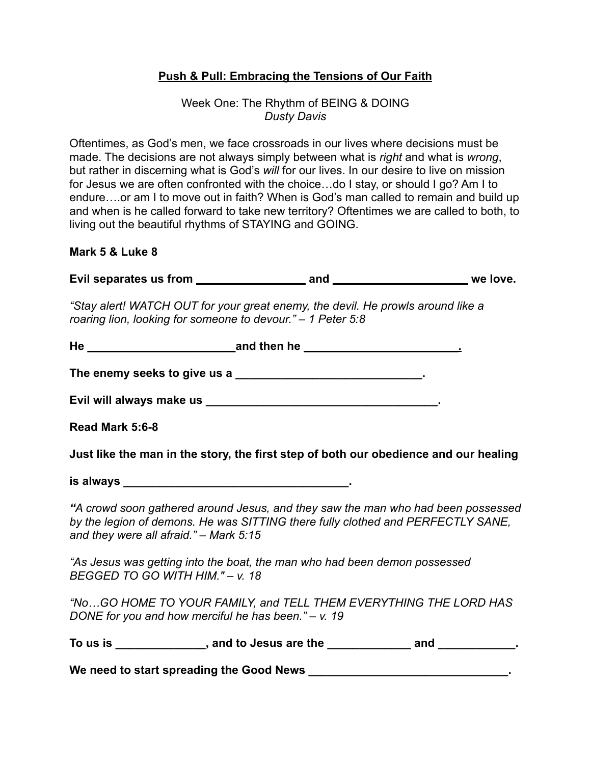**Push & Pull: Embracing the Tensions of Our Faith**

Week One: The Rhythm of BEING & DOING
*Dusty Davis*

Oftentimes, as God's men, we face crossroads in our lives where decisions must be made. The decisions are not always simply between what is *right* and what is *wrong*, but rather in discerning what is God's *will* for our lives. In our desire to live on mission for Jesus we are often confronted with the choice…do I stay, or should I go? Am I to endure….or am I to move out in faith? When is God's man called to remain and build up and when is he called forward to take new territory? Oftentimes we are called to both, to living out the beautiful rhythms of STAYING and GOING.

**Mark 5 & Luke 8**

**Evil separates us from ________________ and ____________________ we love.**

*"Stay alert! WATCH OUT for your great enemy, the devil. He prowls around like a roaring lion, looking for someone to devour." – 1 Peter 5:8*

**He ______________________and then he _______________________.**

**The enemy seeks to give us a ____________________________.**

**Evil will always make us ___________________________________.**

**Read Mark 5:6-8**

**Just like the man in the story, the first step of both our obedience and our healing is always ___________________________________.**

*"A crowd soon gathered around Jesus, and they saw the man who had been possessed by the legion of demons. He was SITTING there fully clothed and PERFECTLY SANE, and they were all afraid." – Mark 5:15*

*"As Jesus was getting into the boat, the man who had been demon possessed BEGGED TO GO WITH HIM." – v. 18*

*"No…GO HOME TO YOUR FAMILY, and TELL THEM EVERYTHING THE LORD HAS DONE for you and how merciful he has been." – v. 19*

**To us is _____________, and to Jesus are the ____________ and ___________.**

**We need to start spreading the Good News ______________________________.**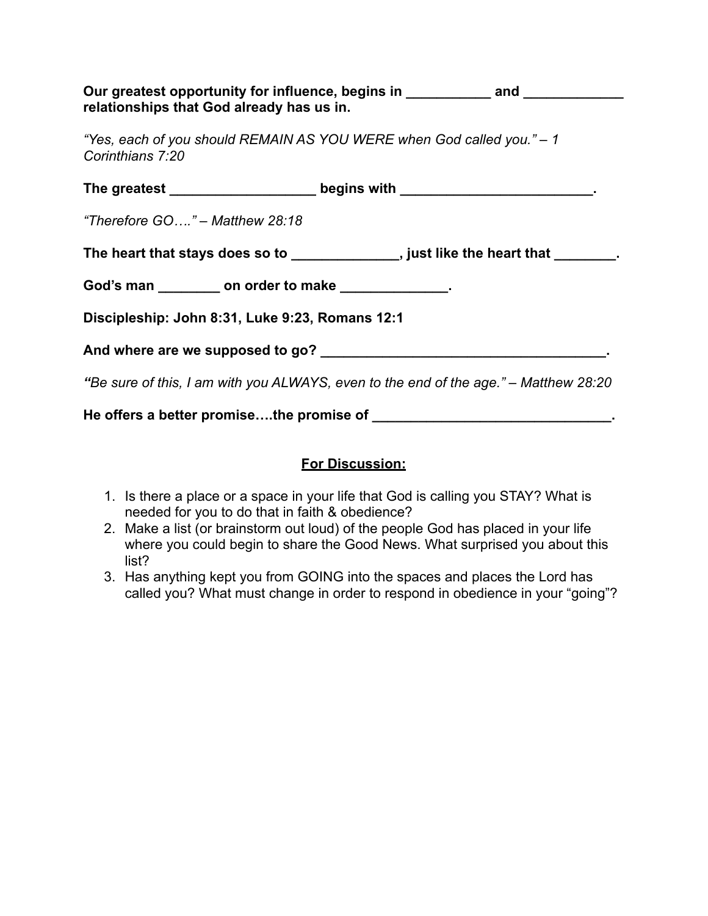**Our greatest opportunity for influence, begins in ___________ and _____________ relationships that God already has us in.**

*"Yes, each of you should REMAIN AS YOU WERE when God called you." – 1 Corinthians 7:20*

**The greatest ___________________ begins with _________________________.**

*"Therefore GO…." – Matthew 28:18*

**The heart that stays does so to ______________, just like the heart that ________.**

**God's man ________ on order to make ______________.**

**Discipleship: John 8:31, Luke 9:23, Romans 12:1**

**And where are we supposed to go? _____________________________________.**

***"**Be sure of this, I am with you ALWAYS, even to the end of the age." – Matthew 28:20*

**He offers a better promise….the promise of _______________________________.**

**For Discussion:**

1. Is there a place or a space in your life that God is calling you STAY? What is needed for you to do that in faith & obedience?
2. Make a list (or brainstorm out loud) of the people God has placed in your life where you could begin to share the Good News. What surprised you about this list?
3. Has anything kept you from GOING into the spaces and places the Lord has called you? What must change in order to respond in obedience in your "going"?